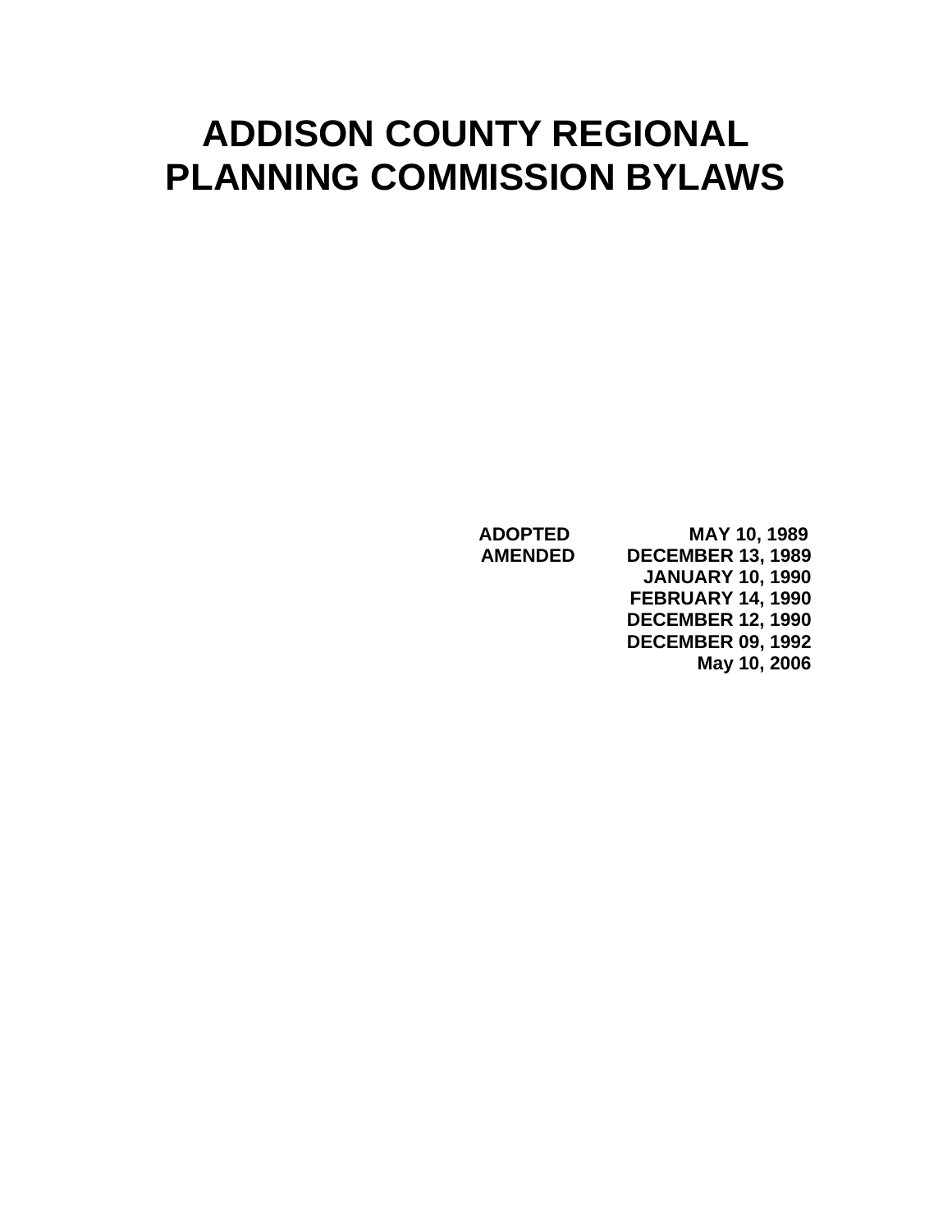# ADDISON COUNTY REGIONAL PLANNING COMMISSION BYLAWS

**ADOPTED** MAY 10, 1989
**AMENDED** DECEMBER 13, 1989
JANUARY 10, 1990
FEBRUARY 14, 1990
DECEMBER 12, 1990
DECEMBER 09, 1992
May 10, 2006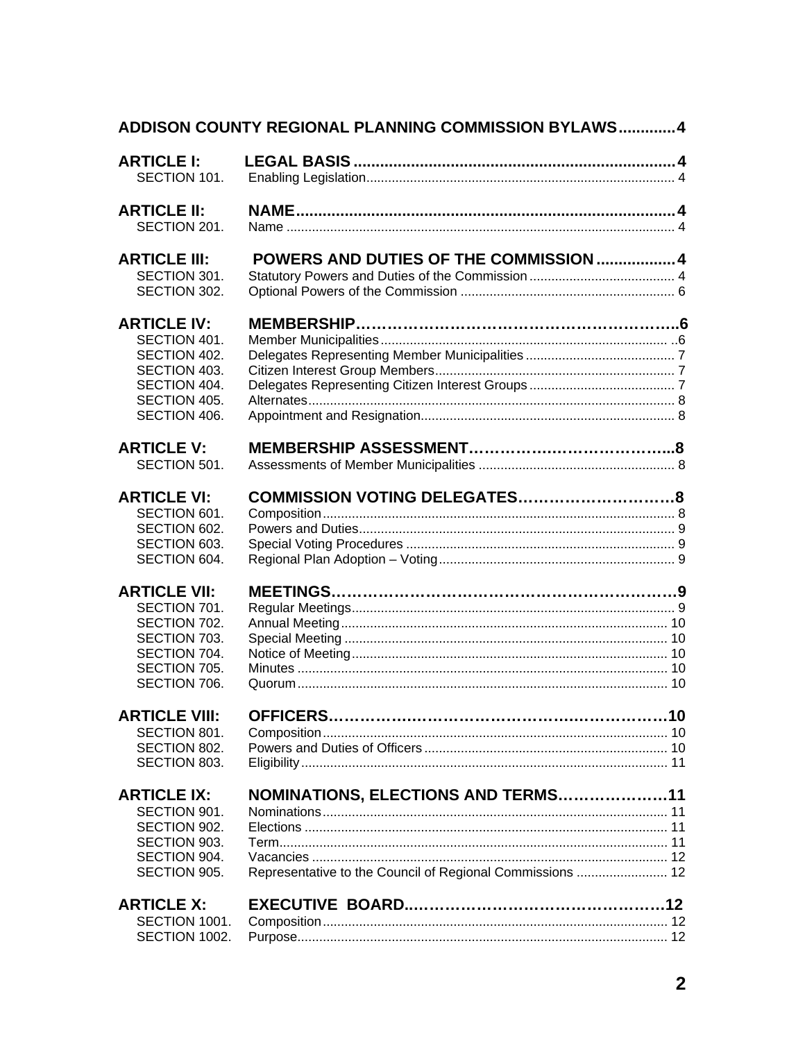**ADDISON COUNTY REGIONAL PLANNING COMMISSION BYLAWS** ............. 4

**ARTICLE I: LEGAL BASIS** ......................................................................... 4

SECTION 101. Enabling Legislation ..................................................................................... 4

**ARTICLE II: NAME** ...................................................................................... 4

SECTION 201. Name .......................................................................................................... 4

**ARTICLE III: POWERS AND DUTIES OF THE COMMISSION** .................. 4

SECTION 301. Statutory Powers and Duties of the Commission ........................................ 4
SECTION 302. Optional Powers of the Commission ........................................................... 6

**ARTICLE IV: MEMBERSHIP**………………………………………………….. 6

SECTION 401. Member Municipalities ............................................................................... 6
SECTION 402. Delegates Representing Member Municipalities ......................................... 7
SECTION 403. Citizen Interest Group Members .................................................................. 7
SECTION 404. Delegates Representing Citizen Interest Groups ........................................ 7
SECTION 405. Alternates .................................................................................................... 8
SECTION 406. Appointment and Resignation ...................................................................... 8

**ARTICLE V: MEMBERSHIP ASSESSMENT**………………………………... 8

SECTION 501. Assessments of Member Municipalities ...................................................... 8

**ARTICLE VI: COMMISSION VOTING DELEGATES**………………………… 8

SECTION 601. Composition ................................................................................................. 8
SECTION 602. Powers and Duties ....................................................................................... 9
SECTION 603. Special Voting Procedures .......................................................................... 9
SECTION 604. Regional Plan Adoption – Voting ................................................................. 9

**ARTICLE VII: MEETINGS**…………………………………………………………9

SECTION 701. Regular Meetings ........................................................................................ 9
SECTION 702. Annual Meeting .......................................................................................... 10
SECTION 703. Special Meeting ......................................................................................... 10
SECTION 704. Notice of Meeting ....................................................................................... 10
SECTION 705. Minutes ...................................................................................................... 10
SECTION 706. Quorum ...................................................................................................... 10

**ARTICLE VIII: OFFICERS**…………………………………………………………10

SECTION 801. Composition ............................................................................................... 10
SECTION 802. Powers and Duties of Officers ................................................................... 10
SECTION 803. Eligibility ..................................................................................................... 11

**ARTICLE IX: NOMINATIONS, ELECTIONS AND TERMS**…………………11

SECTION 901. Nominations ............................................................................................... 11
SECTION 902. Elections .................................................................................................... 11
SECTION 903. Term ........................................................................................................... 11
SECTION 904. Vacancies .................................................................................................. 12
SECTION 905. Representative to the Council of Regional Commissions ......................... 12

**ARTICLE X: EXECUTIVE BOARD**……………………………………………12

SECTION 1001. Composition ............................................................................................. 12
SECTION 1002. Purpose .................................................................................................... 12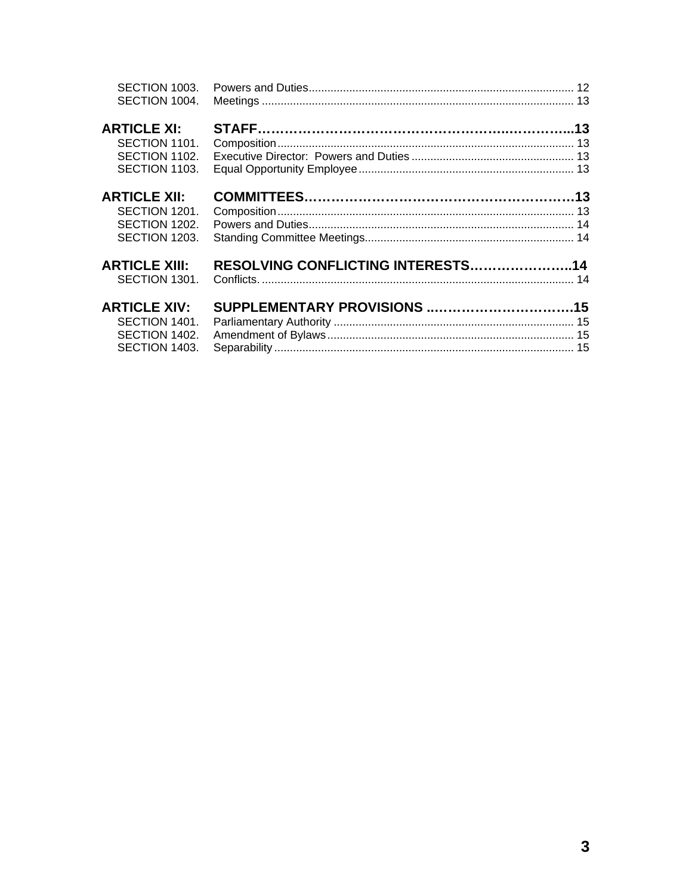| | | |
|---|---|---|
| SECTION 1003. | Powers and Duties | 12 |
| SECTION 1004. | Meetings | 13 |
| **ARTICLE XI:** | **STAFF** | **13** |
| SECTION 1101. | Composition | 13 |
| SECTION 1102. | Executive Director: Powers and Duties | 13 |
| SECTION 1103. | Equal Opportunity Employee | 13 |
| **ARTICLE XII:** | **COMMITTEES** | **13** |
| SECTION 1201. | Composition | 13 |
| SECTION 1202. | Powers and Duties | 14 |
| SECTION 1203. | Standing Committee Meetings | 14 |
| **ARTICLE XIII:** | **RESOLVING CONFLICTING INTERESTS** | **14** |
| SECTION 1301. | Conflicts. | 14 |
| **ARTICLE XIV:** | **SUPPLEMENTARY PROVISIONS** | **15** |
| SECTION 1401. | Parliamentary Authority | 15 |
| SECTION 1402. | Amendment of Bylaws | 15 |
| SECTION 1403. | Separability | 15 |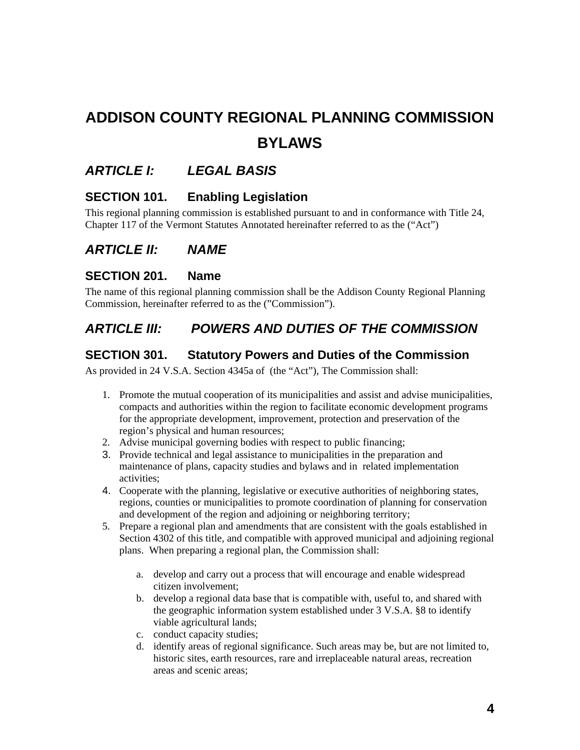# ADDISON COUNTY REGIONAL PLANNING COMMISSION BYLAWS

## *ARTICLE I: LEGAL BASIS*

### SECTION 101. Enabling Legislation

This regional planning commission is established pursuant to and in conformance with Title 24, Chapter 117 of the Vermont Statutes Annotated hereinafter referred to as the ("Act")

## *ARTICLE II: NAME*

### SECTION 201. Name

The name of this regional planning commission shall be the Addison County Regional Planning Commission, hereinafter referred to as the ("Commission").

## *ARTICLE III: POWERS AND DUTIES OF THE COMMISSION*

### SECTION 301. Statutory Powers and Duties of the Commission

As provided in 24 V.S.A. Section 4345a of (the "Act"), The Commission shall:

1. Promote the mutual cooperation of its municipalities and assist and advise municipalities, compacts and authorities within the region to facilitate economic development programs for the appropriate development, improvement, protection and preservation of the region's physical and human resources;
2. Advise municipal governing bodies with respect to public financing;
3. Provide technical and legal assistance to municipalities in the preparation and maintenance of plans, capacity studies and bylaws and in related implementation activities;
4. Cooperate with the planning, legislative or executive authorities of neighboring states, regions, counties or municipalities to promote coordination of planning for conservation and development of the region and adjoining or neighboring territory;
5. Prepare a regional plan and amendments that are consistent with the goals established in Section 4302 of this title, and compatible with approved municipal and adjoining regional plans. When preparing a regional plan, the Commission shall:

    a. develop and carry out a process that will encourage and enable widespread citizen involvement;
    b. develop a regional data base that is compatible with, useful to, and shared with the geographic information system established under 3 V.S.A. §8 to identify viable agricultural lands;
    c. conduct capacity studies;
    d. identify areas of regional significance. Such areas may be, but are not limited to, historic sites, earth resources, rare and irreplaceable natural areas, recreation areas and scenic areas;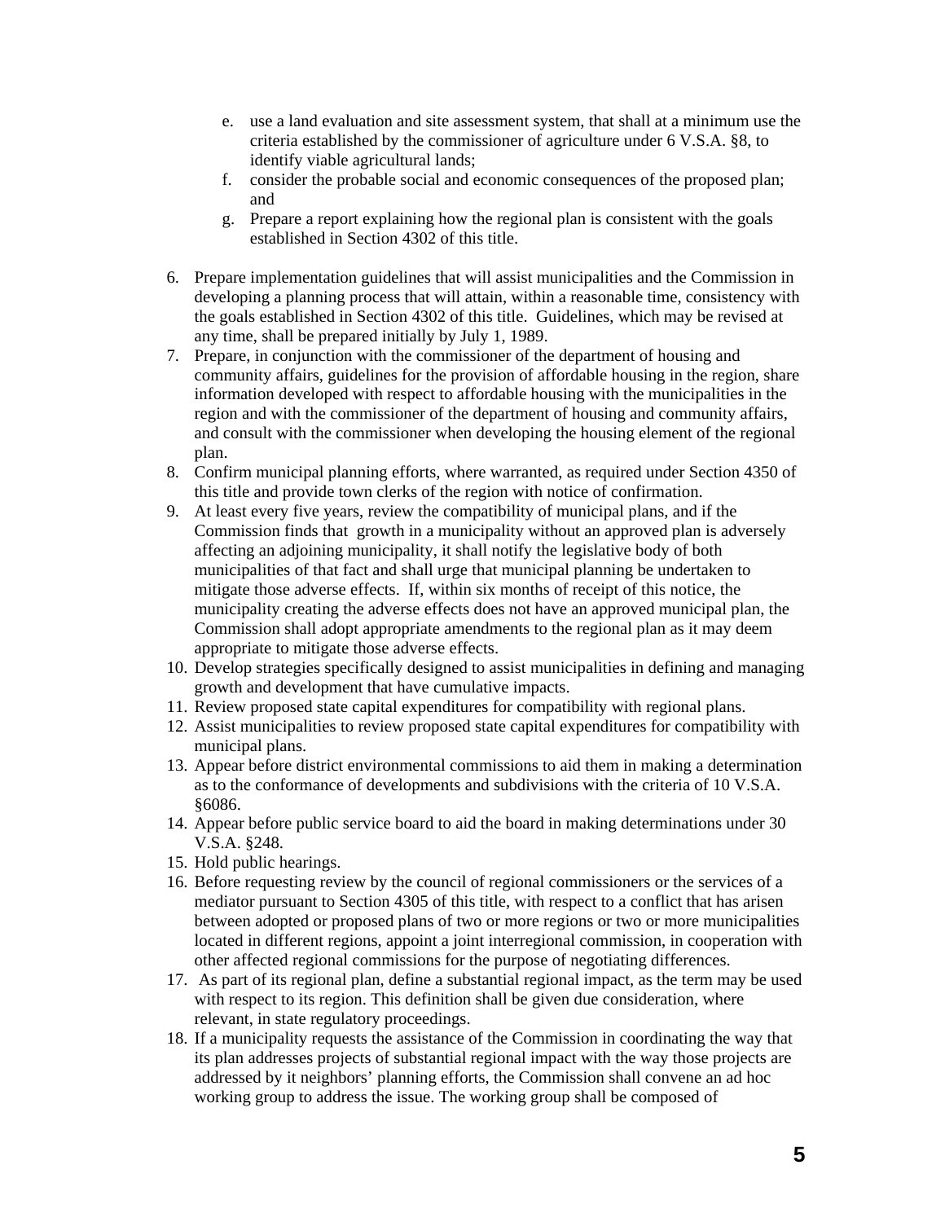e. use a land evaluation and site assessment system, that shall at a minimum use the criteria established by the commissioner of agriculture under 6 V.S.A. §8, to identify viable agricultural lands;
   f. consider the probable social and economic consequences of the proposed plan; and
   g. Prepare a report explaining how the regional plan is consistent with the goals established in Section 4302 of this title.

6. Prepare implementation guidelines that will assist municipalities and the Commission in developing a planning process that will attain, within a reasonable time, consistency with the goals established in Section 4302 of this title. Guidelines, which may be revised at any time, shall be prepared initially by July 1, 1989.
7. Prepare, in conjunction with the commissioner of the department of housing and community affairs, guidelines for the provision of affordable housing in the region, share information developed with respect to affordable housing with the municipalities in the region and with the commissioner of the department of housing and community affairs, and consult with the commissioner when developing the housing element of the regional plan.
8. Confirm municipal planning efforts, where warranted, as required under Section 4350 of this title and provide town clerks of the region with notice of confirmation.
9. At least every five years, review the compatibility of municipal plans, and if the Commission finds that growth in a municipality without an approved plan is adversely affecting an adjoining municipality, it shall notify the legislative body of both municipalities of that fact and shall urge that municipal planning be undertaken to mitigate those adverse effects. If, within six months of receipt of this notice, the municipality creating the adverse effects does not have an approved municipal plan, the Commission shall adopt appropriate amendments to the regional plan as it may deem appropriate to mitigate those adverse effects.
10. Develop strategies specifically designed to assist municipalities in defining and managing growth and development that have cumulative impacts.
11. Review proposed state capital expenditures for compatibility with regional plans.
12. Assist municipalities to review proposed state capital expenditures for compatibility with municipal plans.
13. Appear before district environmental commissions to aid them in making a determination as to the conformance of developments and subdivisions with the criteria of 10 V.S.A. §6086.
14. Appear before public service board to aid the board in making determinations under 30 V.S.A. §248.
15. Hold public hearings.
16. Before requesting review by the council of regional commissioners or the services of a mediator pursuant to Section 4305 of this title, with respect to a conflict that has arisen between adopted or proposed plans of two or more regions or two or more municipalities located in different regions, appoint a joint interregional commission, in cooperation with other affected regional commissions for the purpose of negotiating differences.
17. As part of its regional plan, define a substantial regional impact, as the term may be used with respect to its region. This definition shall be given due consideration, where relevant, in state regulatory proceedings.
18. If a municipality requests the assistance of the Commission in coordinating the way that its plan addresses projects of substantial regional impact with the way those projects are addressed by it neighbors' planning efforts, the Commission shall convene an ad hoc working group to address the issue. The working group shall be composed of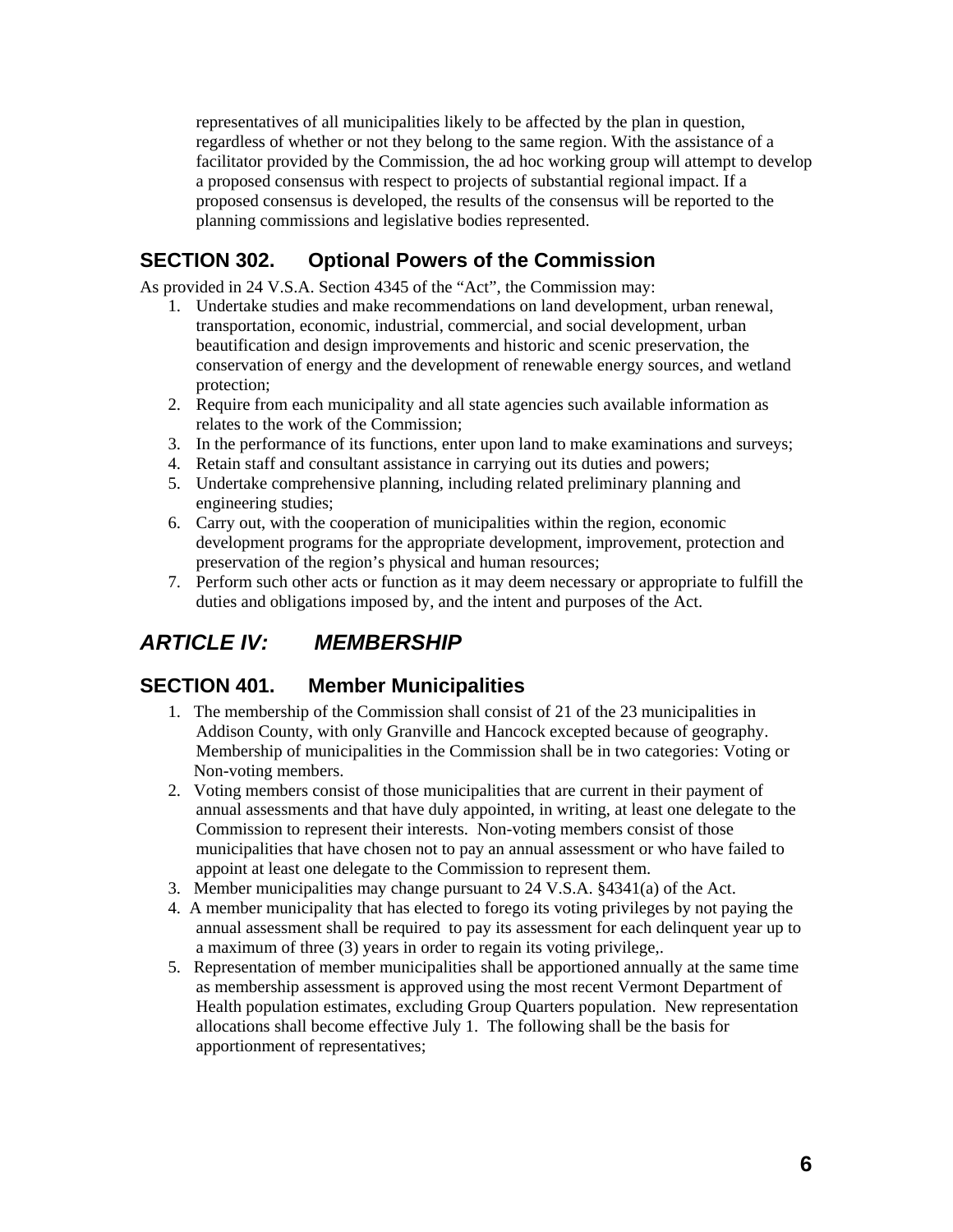representatives of all municipalities likely to be affected by the plan in question, regardless of whether or not they belong to the same region. With the assistance of a facilitator provided by the Commission, the ad hoc working group will attempt to develop a proposed consensus with respect to projects of substantial regional impact. If a proposed consensus is developed, the results of the consensus will be reported to the planning commissions and legislative bodies represented.

## SECTION 302. Optional Powers of the Commission

As provided in 24 V.S.A. Section 4345 of the "Act", the Commission may:

1. Undertake studies and make recommendations on land development, urban renewal, transportation, economic, industrial, commercial, and social development, urban beautification and design improvements and historic and scenic preservation, the conservation of energy and the development of renewable energy sources, and wetland protection;
2. Require from each municipality and all state agencies such available information as relates to the work of the Commission;
3. In the performance of its functions, enter upon land to make examinations and surveys;
4. Retain staff and consultant assistance in carrying out its duties and powers;
5. Undertake comprehensive planning, including related preliminary planning and engineering studies;
6. Carry out, with the cooperation of municipalities within the region, economic development programs for the appropriate development, improvement, protection and preservation of the region's physical and human resources;
7. Perform such other acts or function as it may deem necessary or appropriate to fulfill the duties and obligations imposed by, and the intent and purposes of the Act.

# *ARTICLE IV: MEMBERSHIP*

## SECTION 401. Member Municipalities

1. The membership of the Commission shall consist of 21 of the 23 municipalities in Addison County, with only Granville and Hancock excepted because of geography. Membership of municipalities in the Commission shall be in two categories: Voting or Non-voting members.
2. Voting members consist of those municipalities that are current in their payment of annual assessments and that have duly appointed, in writing, at least one delegate to the Commission to represent their interests. Non-voting members consist of those municipalities that have chosen not to pay an annual assessment or who have failed to appoint at least one delegate to the Commission to represent them.
3. Member municipalities may change pursuant to 24 V.S.A. §4341(a) of the Act.
4. A member municipality that has elected to forego its voting privileges by not paying the annual assessment shall be required to pay its assessment for each delinquent year up to a maximum of three (3) years in order to regain its voting privilege,.
5. Representation of member municipalities shall be apportioned annually at the same time as membership assessment is approved using the most recent Vermont Department of Health population estimates, excluding Group Quarters population. New representation allocations shall become effective July 1. The following shall be the basis for apportionment of representatives;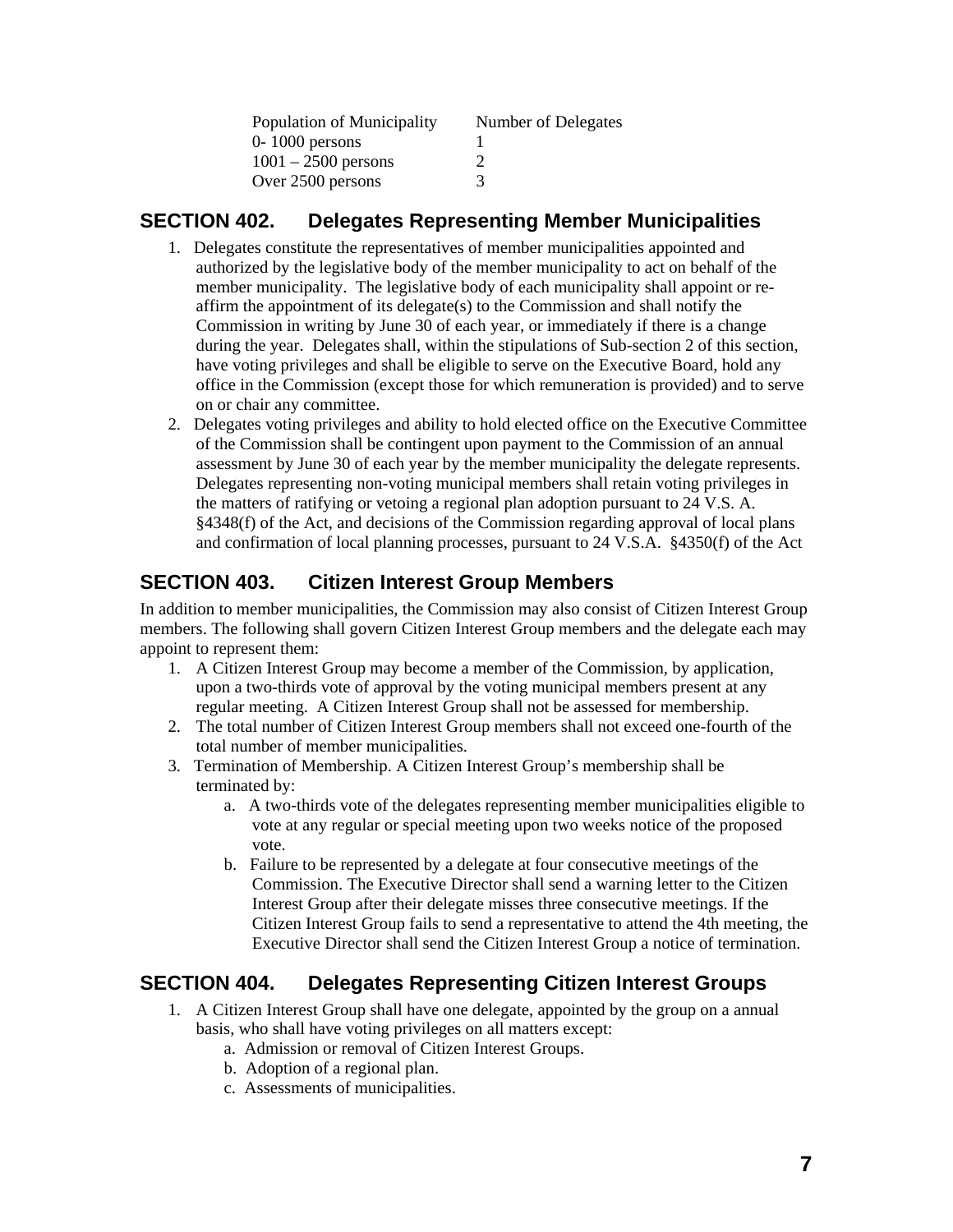| Population of Municipality | Number of Delegates |
|---|---|
| 0- 1000 persons | 1 |
| 1001 – 2500 persons | 2 |
| Over 2500 persons | 3 |

## SECTION 402. Delegates Representing Member Municipalities

1. Delegates constitute the representatives of member municipalities appointed and authorized by the legislative body of the member municipality to act on behalf of the member municipality. The legislative body of each municipality shall appoint or re-affirm the appointment of its delegate(s) to the Commission and shall notify the Commission in writing by June 30 of each year, or immediately if there is a change during the year. Delegates shall, within the stipulations of Sub-section 2 of this section, have voting privileges and shall be eligible to serve on the Executive Board, hold any office in the Commission (except those for which remuneration is provided) and to serve on or chair any committee.
2. Delegates voting privileges and ability to hold elected office on the Executive Committee of the Commission shall be contingent upon payment to the Commission of an annual assessment by June 30 of each year by the member municipality the delegate represents. Delegates representing non-voting municipal members shall retain voting privileges in the matters of ratifying or vetoing a regional plan adoption pursuant to 24 V.S. A. §4348(f) of the Act, and decisions of the Commission regarding approval of local plans and confirmation of local planning processes, pursuant to 24 V.S.A. §4350(f) of the Act

## SECTION 403. Citizen Interest Group Members

In addition to member municipalities, the Commission may also consist of Citizen Interest Group members. The following shall govern Citizen Interest Group members and the delegate each may appoint to represent them:

1. A Citizen Interest Group may become a member of the Commission, by application, upon a two-thirds vote of approval by the voting municipal members present at any regular meeting. A Citizen Interest Group shall not be assessed for membership.
2. The total number of Citizen Interest Group members shall not exceed one-fourth of the total number of member municipalities.
3. Termination of Membership. A Citizen Interest Group's membership shall be terminated by:
    a. A two-thirds vote of the delegates representing member municipalities eligible to vote at any regular or special meeting upon two weeks notice of the proposed vote.
    b. Failure to be represented by a delegate at four consecutive meetings of the Commission. The Executive Director shall send a warning letter to the Citizen Interest Group after their delegate misses three consecutive meetings. If the Citizen Interest Group fails to send a representative to attend the 4th meeting, the Executive Director shall send the Citizen Interest Group a notice of termination.

## SECTION 404. Delegates Representing Citizen Interest Groups

1. A Citizen Interest Group shall have one delegate, appointed by the group on a annual basis, who shall have voting privileges on all matters except:
    a. Admission or removal of Citizen Interest Groups.
    b. Adoption of a regional plan.
    c. Assessments of municipalities.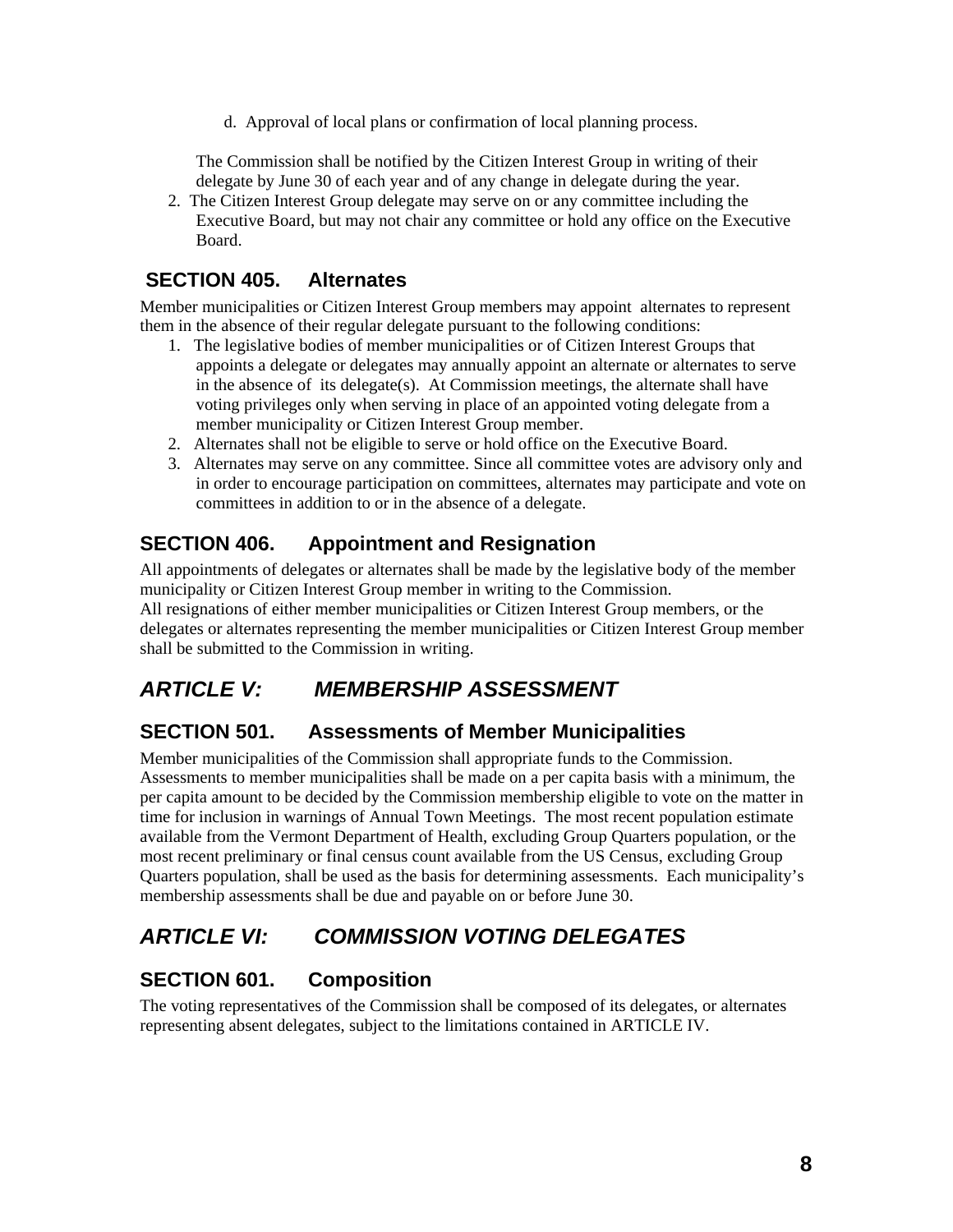d. Approval of local plans or confirmation of local planning process.

The Commission shall be notified by the Citizen Interest Group in writing of their delegate by June 30 of each year and of any change in delegate during the year.

2. The Citizen Interest Group delegate may serve on or any committee including the Executive Board, but may not chair any committee or hold any office on the Executive Board.

### SECTION 405. Alternates

Member municipalities or Citizen Interest Group members may appoint alternates to represent them in the absence of their regular delegate pursuant to the following conditions:

1. The legislative bodies of member municipalities or of Citizen Interest Groups that appoints a delegate or delegates may annually appoint an alternate or alternates to serve in the absence of its delegate(s). At Commission meetings, the alternate shall have voting privileges only when serving in place of an appointed voting delegate from a member municipality or Citizen Interest Group member.
2. Alternates shall not be eligible to serve or hold office on the Executive Board.
3. Alternates may serve on any committee. Since all committee votes are advisory only and in order to encourage participation on committees, alternates may participate and vote on committees in addition to or in the absence of a delegate.

### SECTION 406. Appointment and Resignation

All appointments of delegates or alternates shall be made by the legislative body of the member municipality or Citizen Interest Group member in writing to the Commission.
All resignations of either member municipalities or Citizen Interest Group members, or the delegates or alternates representing the member municipalities or Citizen Interest Group member shall be submitted to the Commission in writing.

## *ARTICLE V: MEMBERSHIP ASSESSMENT*

### SECTION 501. Assessments of Member Municipalities

Member municipalities of the Commission shall appropriate funds to the Commission. Assessments to member municipalities shall be made on a per capita basis with a minimum, the per capita amount to be decided by the Commission membership eligible to vote on the matter in time for inclusion in warnings of Annual Town Meetings. The most recent population estimate available from the Vermont Department of Health, excluding Group Quarters population, or the most recent preliminary or final census count available from the US Census, excluding Group Quarters population, shall be used as the basis for determining assessments. Each municipality's membership assessments shall be due and payable on or before June 30.

## *ARTICLE VI: COMMISSION VOTING DELEGATES*

### SECTION 601. Composition

The voting representatives of the Commission shall be composed of its delegates, or alternates representing absent delegates, subject to the limitations contained in ARTICLE IV.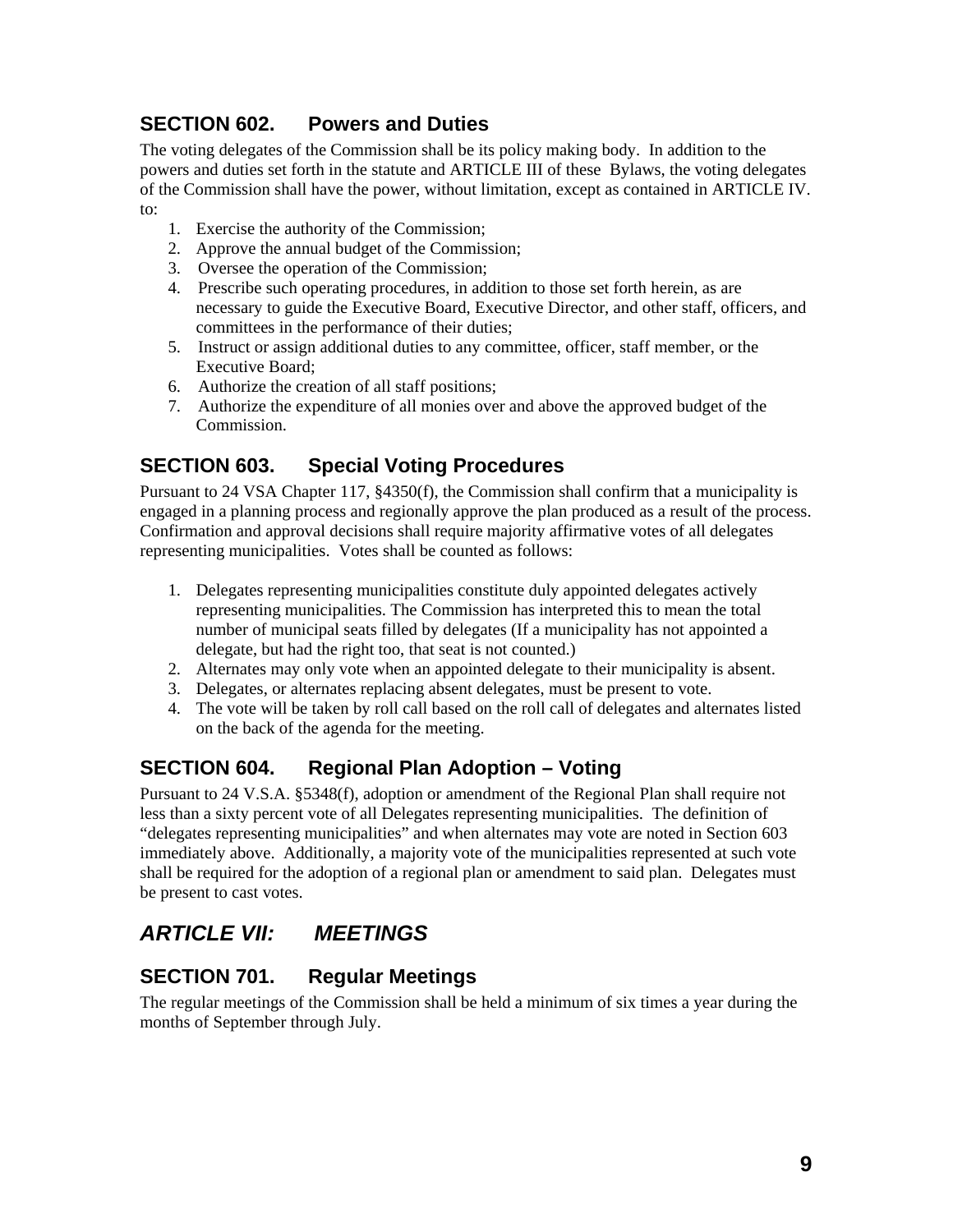## SECTION 602. Powers and Duties

The voting delegates of the Commission shall be its policy making body. In addition to the powers and duties set forth in the statute and ARTICLE III of these Bylaws, the voting delegates of the Commission shall have the power, without limitation, except as contained in ARTICLE IV. to:

1. Exercise the authority of the Commission;
2. Approve the annual budget of the Commission;
3. Oversee the operation of the Commission;
4. Prescribe such operating procedures, in addition to those set forth herein, as are necessary to guide the Executive Board, Executive Director, and other staff, officers, and committees in the performance of their duties;
5. Instruct or assign additional duties to any committee, officer, staff member, or the Executive Board;
6. Authorize the creation of all staff positions;
7. Authorize the expenditure of all monies over and above the approved budget of the Commission.

## SECTION 603. Special Voting Procedures

Pursuant to 24 VSA Chapter 117, §4350(f), the Commission shall confirm that a municipality is engaged in a planning process and regionally approve the plan produced as a result of the process. Confirmation and approval decisions shall require majority affirmative votes of all delegates representing municipalities. Votes shall be counted as follows:

1. Delegates representing municipalities constitute duly appointed delegates actively representing municipalities. The Commission has interpreted this to mean the total number of municipal seats filled by delegates (If a municipality has not appointed a delegate, but had the right too, that seat is not counted.)
2. Alternates may only vote when an appointed delegate to their municipality is absent.
3. Delegates, or alternates replacing absent delegates, must be present to vote.
4. The vote will be taken by roll call based on the roll call of delegates and alternates listed on the back of the agenda for the meeting.

## SECTION 604. Regional Plan Adoption – Voting

Pursuant to 24 V.S.A. §5348(f), adoption or amendment of the Regional Plan shall require not less than a sixty percent vote of all Delegates representing municipalities. The definition of "delegates representing municipalities" and when alternates may vote are noted in Section 603 immediately above. Additionally, a majority vote of the municipalities represented at such vote shall be required for the adoption of a regional plan or amendment to said plan. Delegates must be present to cast votes.

# *ARTICLE VII: MEETINGS*

## SECTION 701. Regular Meetings

The regular meetings of the Commission shall be held a minimum of six times a year during the months of September through July.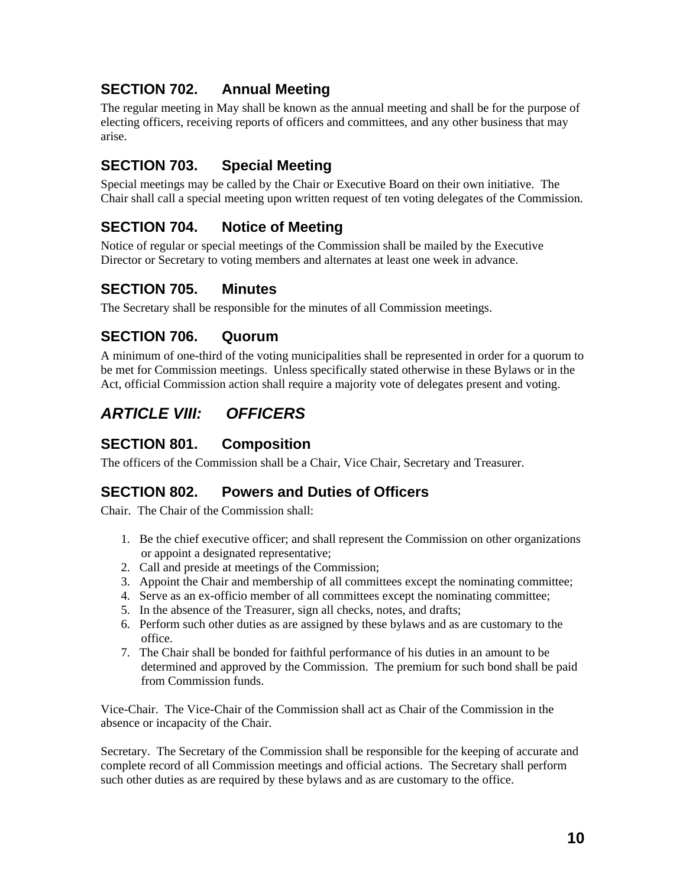### SECTION 702. Annual Meeting

The regular meeting in May shall be known as the annual meeting and shall be for the purpose of electing officers, receiving reports of officers and committees, and any other business that may arise.

### SECTION 703. Special Meeting

Special meetings may be called by the Chair or Executive Board on their own initiative. The Chair shall call a special meeting upon written request of ten voting delegates of the Commission.

### SECTION 704. Notice of Meeting

Notice of regular or special meetings of the Commission shall be mailed by the Executive Director or Secretary to voting members and alternates at least one week in advance.

### SECTION 705. Minutes

The Secretary shall be responsible for the minutes of all Commission meetings.

### SECTION 706. Quorum

A minimum of one-third of the voting municipalities shall be represented in order for a quorum to be met for Commission meetings. Unless specifically stated otherwise in these Bylaws or in the Act, official Commission action shall require a majority vote of delegates present and voting.

## *ARTICLE VIII: OFFICERS*

### SECTION 801. Composition

The officers of the Commission shall be a Chair, Vice Chair, Secretary and Treasurer.

### SECTION 802. Powers and Duties of Officers

Chair. The Chair of the Commission shall:

1. Be the chief executive officer; and shall represent the Commission on other organizations or appoint a designated representative;
2. Call and preside at meetings of the Commission;
3. Appoint the Chair and membership of all committees except the nominating committee;
4. Serve as an ex-officio member of all committees except the nominating committee;
5. In the absence of the Treasurer, sign all checks, notes, and drafts;
6. Perform such other duties as are assigned by these bylaws and as are customary to the office.
7. The Chair shall be bonded for faithful performance of his duties in an amount to be determined and approved by the Commission. The premium for such bond shall be paid from Commission funds.

Vice-Chair. The Vice-Chair of the Commission shall act as Chair of the Commission in the absence or incapacity of the Chair.

Secretary. The Secretary of the Commission shall be responsible for the keeping of accurate and complete record of all Commission meetings and official actions. The Secretary shall perform such other duties as are required by these bylaws and as are customary to the office.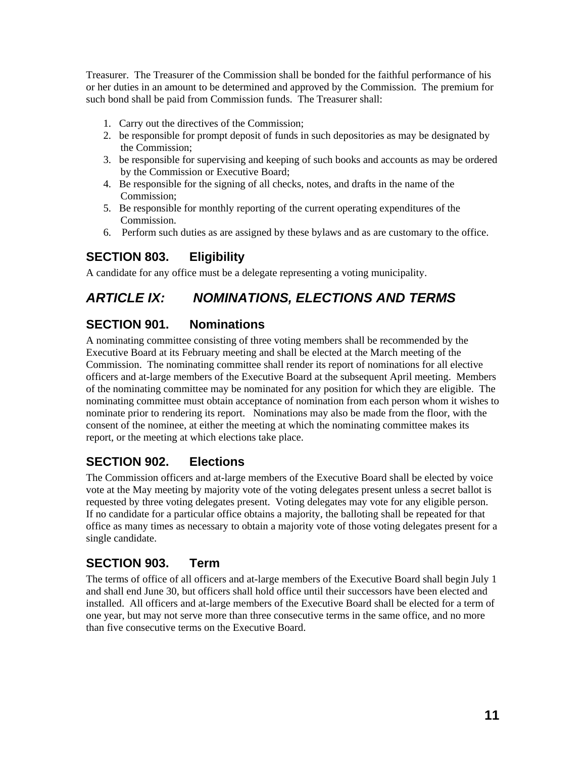Treasurer. The Treasurer of the Commission shall be bonded for the faithful performance of his or her duties in an amount to be determined and approved by the Commission. The premium for such bond shall be paid from Commission funds. The Treasurer shall:

1. Carry out the directives of the Commission;
2. be responsible for prompt deposit of funds in such depositories as may be designated by the Commission;
3. be responsible for supervising and keeping of such books and accounts as may be ordered by the Commission or Executive Board;
4. Be responsible for the signing of all checks, notes, and drafts in the name of the Commission;
5. Be responsible for monthly reporting of the current operating expenditures of the Commission.
6. Perform such duties as are assigned by these bylaws and as are customary to the office.

## SECTION 803. Eligibility

A candidate for any office must be a delegate representing a voting municipality.

# *ARTICLE IX: NOMINATIONS, ELECTIONS AND TERMS*

## SECTION 901. Nominations

A nominating committee consisting of three voting members shall be recommended by the Executive Board at its February meeting and shall be elected at the March meeting of the Commission. The nominating committee shall render its report of nominations for all elective officers and at-large members of the Executive Board at the subsequent April meeting. Members of the nominating committee may be nominated for any position for which they are eligible. The nominating committee must obtain acceptance of nomination from each person whom it wishes to nominate prior to rendering its report. Nominations may also be made from the floor, with the consent of the nominee, at either the meeting at which the nominating committee makes its report, or the meeting at which elections take place.

## SECTION 902. Elections

The Commission officers and at-large members of the Executive Board shall be elected by voice vote at the May meeting by majority vote of the voting delegates present unless a secret ballot is requested by three voting delegates present. Voting delegates may vote for any eligible person. If no candidate for a particular office obtains a majority, the balloting shall be repeated for that office as many times as necessary to obtain a majority vote of those voting delegates present for a single candidate.

## SECTION 903. Term

The terms of office of all officers and at-large members of the Executive Board shall begin July 1 and shall end June 30, but officers shall hold office until their successors have been elected and installed. All officers and at-large members of the Executive Board shall be elected for a term of one year, but may not serve more than three consecutive terms in the same office, and no more than five consecutive terms on the Executive Board.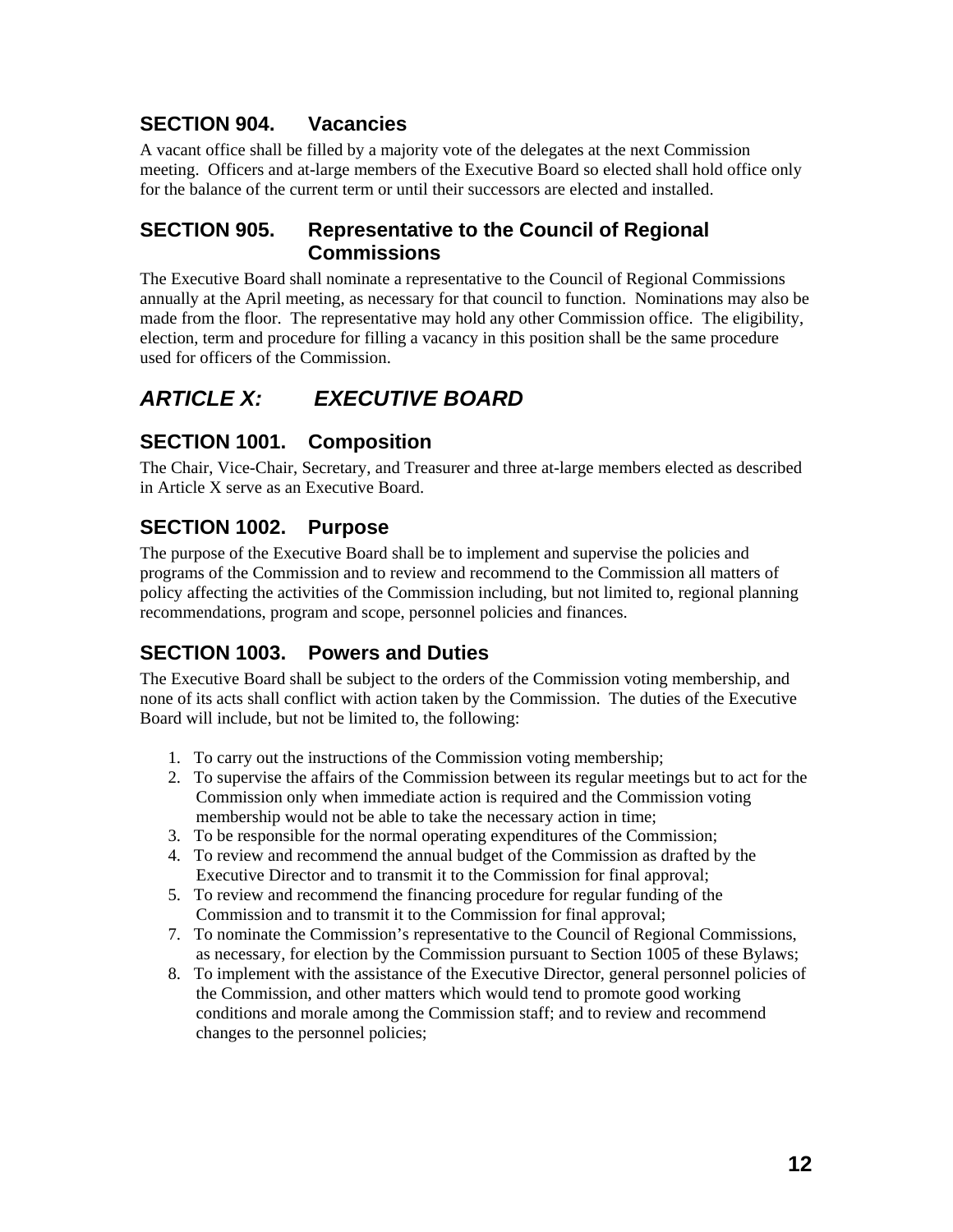### SECTION 904. Vacancies

A vacant office shall be filled by a majority vote of the delegates at the next Commission meeting. Officers and at-large members of the Executive Board so elected shall hold office only for the balance of the current term or until their successors are elected and installed.

### SECTION 905. Representative to the Council of Regional Commissions

The Executive Board shall nominate a representative to the Council of Regional Commissions annually at the April meeting, as necessary for that council to function. Nominations may also be made from the floor. The representative may hold any other Commission office. The eligibility, election, term and procedure for filling a vacancy in this position shall be the same procedure used for officers of the Commission.

## *ARTICLE X: EXECUTIVE BOARD*

### SECTION 1001. Composition

The Chair, Vice-Chair, Secretary, and Treasurer and three at-large members elected as described in Article X serve as an Executive Board.

### SECTION 1002. Purpose

The purpose of the Executive Board shall be to implement and supervise the policies and programs of the Commission and to review and recommend to the Commission all matters of policy affecting the activities of the Commission including, but not limited to, regional planning recommendations, program and scope, personnel policies and finances.

### SECTION 1003. Powers and Duties

The Executive Board shall be subject to the orders of the Commission voting membership, and none of its acts shall conflict with action taken by the Commission. The duties of the Executive Board will include, but not be limited to, the following:

1. To carry out the instructions of the Commission voting membership;
2. To supervise the affairs of the Commission between its regular meetings but to act for the Commission only when immediate action is required and the Commission voting membership would not be able to take the necessary action in time;
3. To be responsible for the normal operating expenditures of the Commission;
4. To review and recommend the annual budget of the Commission as drafted by the Executive Director and to transmit it to the Commission for final approval;
5. To review and recommend the financing procedure for regular funding of the Commission and to transmit it to the Commission for final approval;

7. To nominate the Commission's representative to the Council of Regional Commissions, as necessary, for election by the Commission pursuant to Section 1005 of these Bylaws;
8. To implement with the assistance of the Executive Director, general personnel policies of the Commission, and other matters which would tend to promote good working conditions and morale among the Commission staff; and to review and recommend changes to the personnel policies;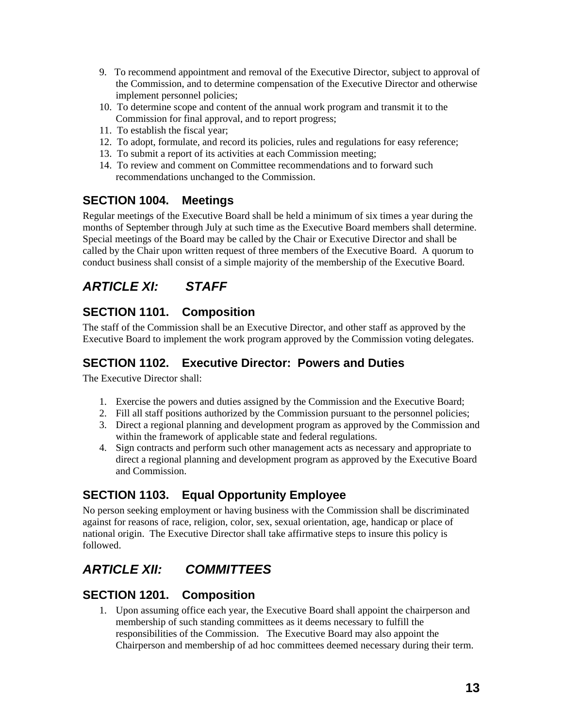9. To recommend appointment and removal of the Executive Director, subject to approval of the Commission, and to determine compensation of the Executive Director and otherwise implement personnel policies;
10. To determine scope and content of the annual work program and transmit it to the Commission for final approval, and to report progress;
11. To establish the fiscal year;
12. To adopt, formulate, and record its policies, rules and regulations for easy reference;
13. To submit a report of its activities at each Commission meeting;
14. To review and comment on Committee recommendations and to forward such recommendations unchanged to the Commission.

### SECTION 1004. Meetings

Regular meetings of the Executive Board shall be held a minimum of six times a year during the months of September through July at such time as the Executive Board members shall determine. Special meetings of the Board may be called by the Chair or Executive Director and shall be called by the Chair upon written request of three members of the Executive Board. A quorum to conduct business shall consist of a simple majority of the membership of the Executive Board.

## *ARTICLE XI: STAFF*

### SECTION 1101. Composition

The staff of the Commission shall be an Executive Director, and other staff as approved by the Executive Board to implement the work program approved by the Commission voting delegates.

### SECTION 1102. Executive Director: Powers and Duties

The Executive Director shall:

1. Exercise the powers and duties assigned by the Commission and the Executive Board;
2. Fill all staff positions authorized by the Commission pursuant to the personnel policies;
3. Direct a regional planning and development program as approved by the Commission and within the framework of applicable state and federal regulations.
4. Sign contracts and perform such other management acts as necessary and appropriate to direct a regional planning and development program as approved by the Executive Board and Commission.

### SECTION 1103. Equal Opportunity Employee

No person seeking employment or having business with the Commission shall be discriminated against for reasons of race, religion, color, sex, sexual orientation, age, handicap or place of national origin. The Executive Director shall take affirmative steps to insure this policy is followed.

## *ARTICLE XII: COMMITTEES*

### SECTION 1201. Composition

1. Upon assuming office each year, the Executive Board shall appoint the chairperson and membership of such standing committees as it deems necessary to fulfill the responsibilities of the Commission. The Executive Board may also appoint the Chairperson and membership of ad hoc committees deemed necessary during their term.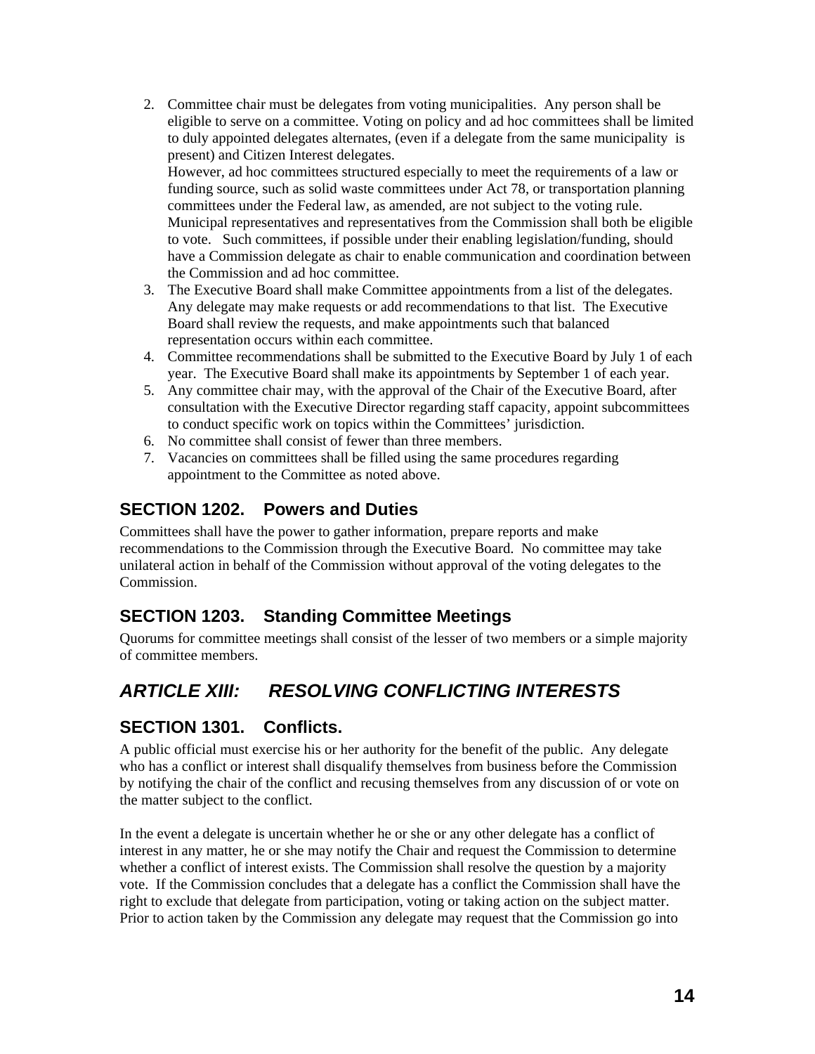2. Committee chair must be delegates from voting municipalities. Any person shall be eligible to serve on a committee. Voting on policy and ad hoc committees shall be limited to duly appointed delegates alternates, (even if a delegate from the same municipality is present) and Citizen Interest delegates.
   However, ad hoc committees structured especially to meet the requirements of a law or funding source, such as solid waste committees under Act 78, or transportation planning committees under the Federal law, as amended, are not subject to the voting rule. Municipal representatives and representatives from the Commission shall both be eligible to vote. Such committees, if possible under their enabling legislation/funding, should have a Commission delegate as chair to enable communication and coordination between the Commission and ad hoc committee.
3. The Executive Board shall make Committee appointments from a list of the delegates. Any delegate may make requests or add recommendations to that list. The Executive Board shall review the requests, and make appointments such that balanced representation occurs within each committee.
4. Committee recommendations shall be submitted to the Executive Board by July 1 of each year. The Executive Board shall make its appointments by September 1 of each year.
5. Any committee chair may, with the approval of the Chair of the Executive Board, after consultation with the Executive Director regarding staff capacity, appoint subcommittees to conduct specific work on topics within the Committees' jurisdiction.
6. No committee shall consist of fewer than three members.
7. Vacancies on committees shall be filled using the same procedures regarding appointment to the Committee as noted above.

## SECTION 1202. Powers and Duties

Committees shall have the power to gather information, prepare reports and make recommendations to the Commission through the Executive Board. No committee may take unilateral action in behalf of the Commission without approval of the voting delegates to the Commission.

## SECTION 1203. Standing Committee Meetings

Quorums for committee meetings shall consist of the lesser of two members or a simple majority of committee members.

# *ARTICLE XIII: RESOLVING CONFLICTING INTERESTS*

## SECTION 1301. Conflicts.

A public official must exercise his or her authority for the benefit of the public. Any delegate who has a conflict or interest shall disqualify themselves from business before the Commission by notifying the chair of the conflict and recusing themselves from any discussion of or vote on the matter subject to the conflict.

In the event a delegate is uncertain whether he or she or any other delegate has a conflict of interest in any matter, he or she may notify the Chair and request the Commission to determine whether a conflict of interest exists. The Commission shall resolve the question by a majority vote. If the Commission concludes that a delegate has a conflict the Commission shall have the right to exclude that delegate from participation, voting or taking action on the subject matter. Prior to action taken by the Commission any delegate may request that the Commission go into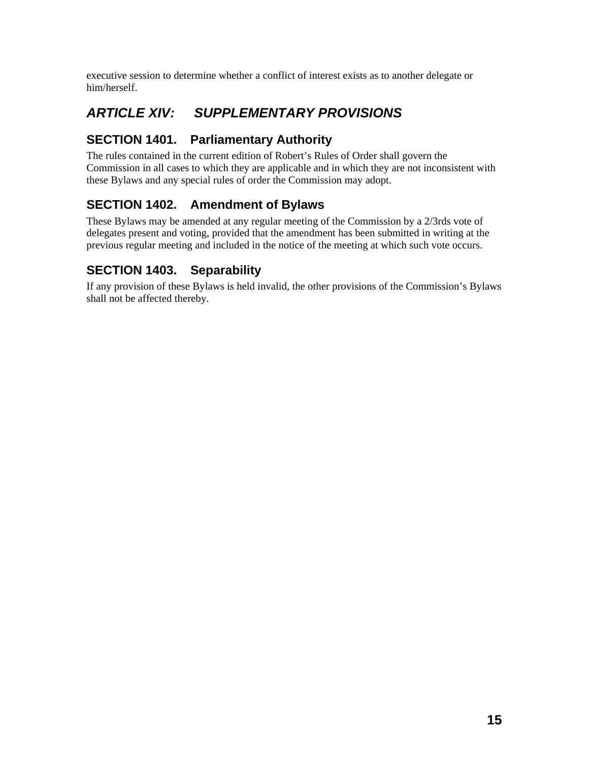executive session to determine whether a conflict of interest exists as to another delegate or him/herself.

## *ARTICLE XIV: SUPPLEMENTARY PROVISIONS*

### SECTION 1401. Parliamentary Authority

The rules contained in the current edition of Robert's Rules of Order shall govern the Commission in all cases to which they are applicable and in which they are not inconsistent with these Bylaws and any special rules of order the Commission may adopt.

### SECTION 1402. Amendment of Bylaws

These Bylaws may be amended at any regular meeting of the Commission by a 2/3rds vote of delegates present and voting, provided that the amendment has been submitted in writing at the previous regular meeting and included in the notice of the meeting at which such vote occurs.

### SECTION 1403. Separability

If any provision of these Bylaws is held invalid, the other provisions of the Commission's Bylaws shall not be affected thereby.